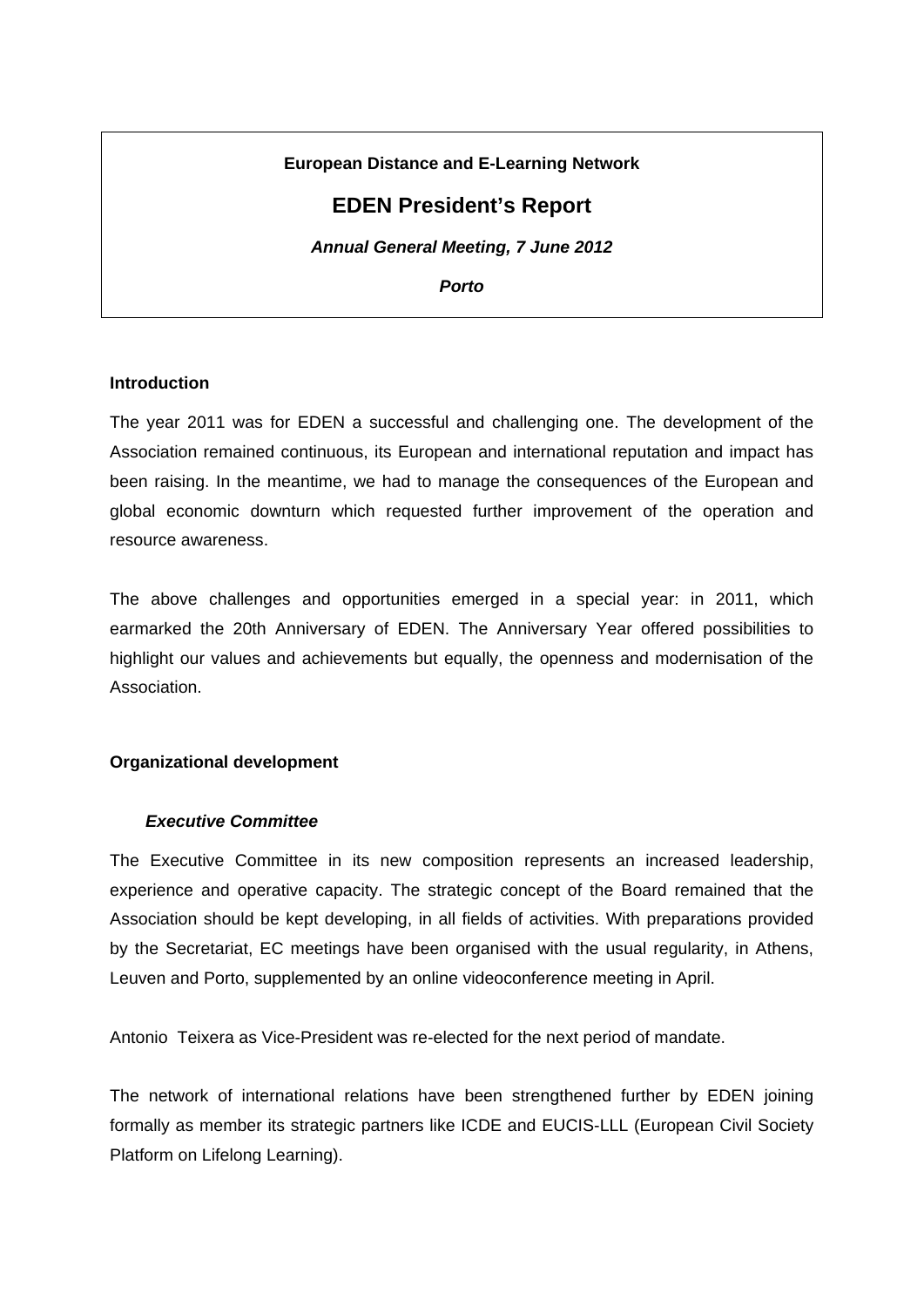**European Distance and E-Learning Network**

# EDEN President's Report

***Annual General Meeting, 7 June 2012***

***Porto***

## Introduction

The year 2011 was for EDEN a successful and challenging one. The development of the Association remained continuous, its European and international reputation and impact has been raising. In the meantime, we had to manage the consequences of the European and global economic downturn which requested further improvement of the operation and resource awareness.

The above challenges and opportunities emerged in a special year: in 2011, which earmarked the 20th Anniversary of EDEN. The Anniversary Year offered possibilities to highlight our values and achievements but equally, the openness and modernisation of the Association.

## Organizational development

### *Executive Committee*

The Executive Committee in its new composition represents an increased leadership, experience and operative capacity. The strategic concept of the Board remained that the Association should be kept developing, in all fields of activities. With preparations provided by the Secretariat, EC meetings have been organised with the usual regularity, in Athens, Leuven and Porto, supplemented by an online videoconference meeting in April.

Antonio Teixera as Vice-President was re-elected for the next period of mandate.

The network of international relations have been strengthened further by EDEN joining formally as member its strategic partners like ICDE and EUCIS-LLL (European Civil Society Platform on Lifelong Learning).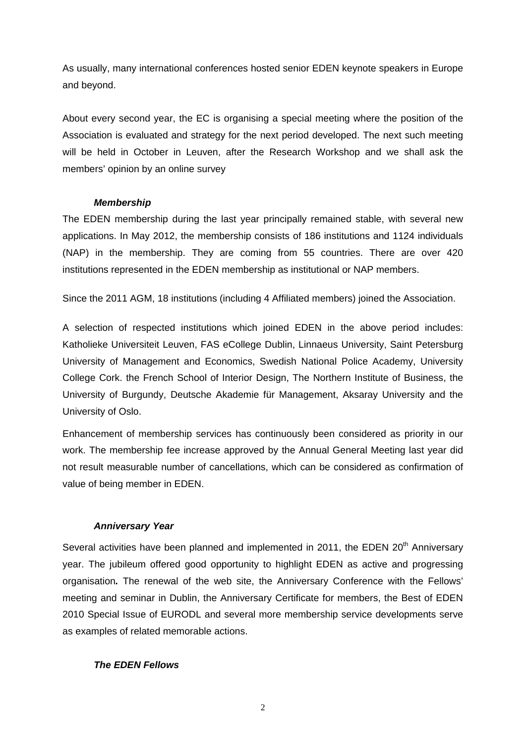As usually, many international conferences hosted senior EDEN keynote speakers in Europe and beyond.

About every second year, the EC is organising a special meeting where the position of the Association is evaluated and strategy for the next period developed. The next such meeting will be held in October in Leuven, after the Research Workshop and we shall ask the members' opinion by an online survey

### *Membership*

The EDEN membership during the last year principally remained stable, with several new applications. In May 2012, the membership consists of 186 institutions and 1124 individuals (NAP) in the membership. They are coming from 55 countries. There are over 420 institutions represented in the EDEN membership as institutional or NAP members.

Since the 2011 AGM, 18 institutions (including 4 Affiliated members) joined the Association.

A selection of respected institutions which joined EDEN in the above period includes: Katholieke Universiteit Leuven, FAS eCollege Dublin, Linnaeus University, Saint Petersburg University of Management and Economics, Swedish National Police Academy, University College Cork. the French School of Interior Design, The Northern Institute of Business, the University of Burgundy, Deutsche Akademie für Management, Aksaray University and the University of Oslo.

Enhancement of membership services has continuously been considered as priority in our work. The membership fee increase approved by the Annual General Meeting last year did not result measurable number of cancellations, which can be considered as confirmation of value of being member in EDEN.

### *Anniversary Year*

Several activities have been planned and implemented in 2011, the EDEN 20th Anniversary year. The jubileum offered good opportunity to highlight EDEN as active and progressing organisation*.* The renewal of the web site, the Anniversary Conference with the Fellows' meeting and seminar in Dublin, the Anniversary Certificate for members, the Best of EDEN 2010 Special Issue of EURODL and several more membership service developments serve as examples of related memorable actions.

### *The EDEN Fellows*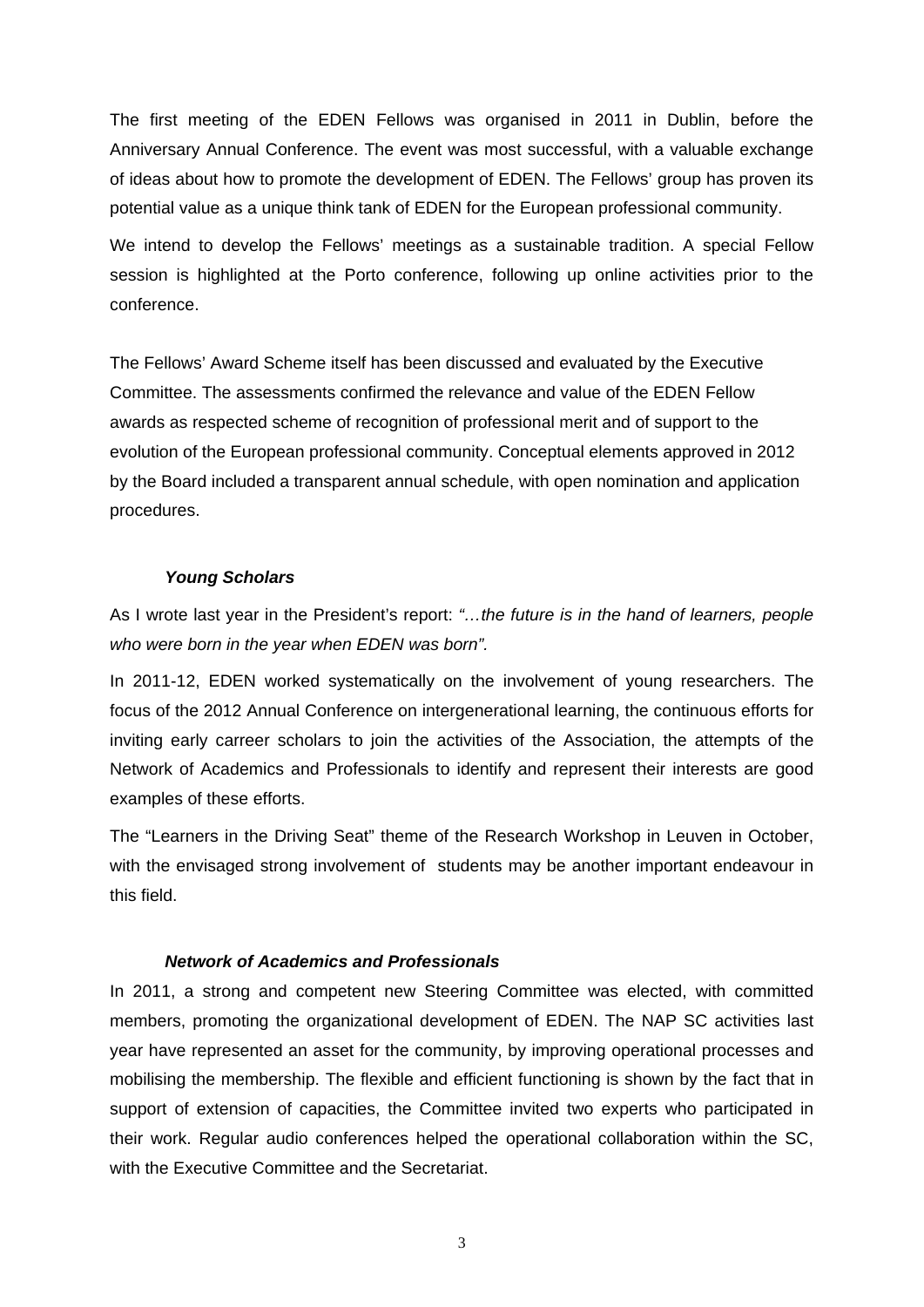The first meeting of the EDEN Fellows was organised in 2011 in Dublin, before the Anniversary Annual Conference. The event was most successful, with a valuable exchange of ideas about how to promote the development of EDEN. The Fellows' group has proven its potential value as a unique think tank of EDEN for the European professional community.

We intend to develop the Fellows' meetings as a sustainable tradition. A special Fellow session is highlighted at the Porto conference, following up online activities prior to the conference.

The Fellows' Award Scheme itself has been discussed and evaluated by the Executive Committee. The assessments confirmed the relevance and value of the EDEN Fellow awards as respected scheme of recognition of professional merit and of support to the evolution of the European professional community. Conceptual elements approved in 2012 by the Board included a transparent annual schedule, with open nomination and application procedures.

### *Young Scholars*

As I wrote last year in the President's report: *"…the future is in the hand of learners, people who were born in the year when EDEN was born".*

In 2011-12, EDEN worked systematically on the involvement of young researchers. The focus of the 2012 Annual Conference on intergenerational learning, the continuous efforts for inviting early carreer scholars to join the activities of the Association, the attempts of the Network of Academics and Professionals to identify and represent their interests are good examples of these efforts.

The "Learners in the Driving Seat" theme of the Research Workshop in Leuven in October, with the envisaged strong involvement of students may be another important endeavour in this field.

### *Network of Academics and Professionals*

In 2011, a strong and competent new Steering Committee was elected, with committed members, promoting the organizational development of EDEN. The NAP SC activities last year have represented an asset for the community, by improving operational processes and mobilising the membership. The flexible and efficient functioning is shown by the fact that in support of extension of capacities, the Committee invited two experts who participated in their work. Regular audio conferences helped the operational collaboration within the SC, with the Executive Committee and the Secretariat.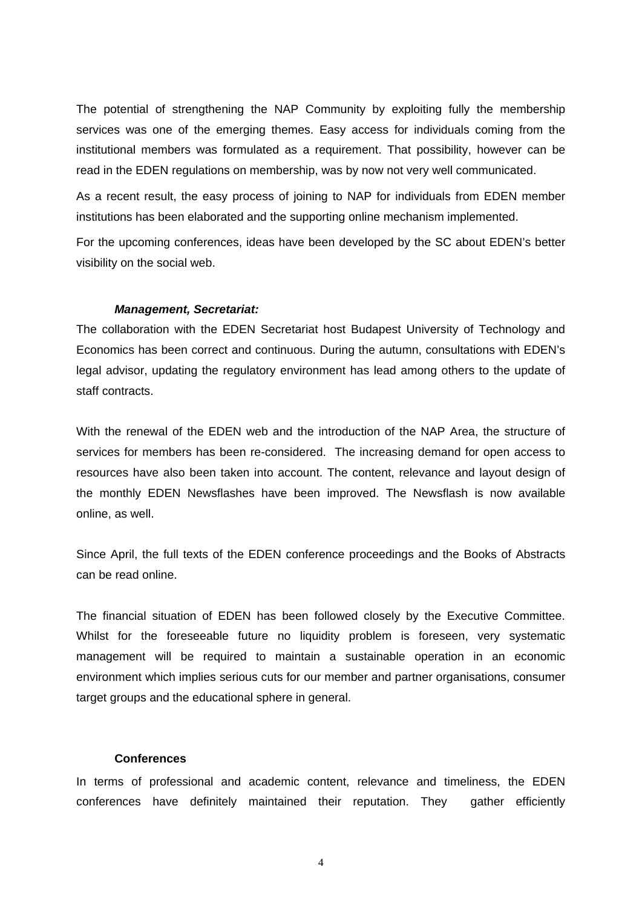The potential of strengthening the NAP Community by exploiting fully the membership services was one of the emerging themes. Easy access for individuals coming from the institutional members was formulated as a requirement. That possibility, however can be read in the EDEN regulations on membership, was by now not very well communicated.

As a recent result, the easy process of joining to NAP for individuals from EDEN member institutions has been elaborated and the supporting online mechanism implemented.

For the upcoming conferences, ideas have been developed by the SC about EDEN's better visibility on the social web.

***Management, Secretariat:***

The collaboration with the EDEN Secretariat host Budapest University of Technology and Economics has been correct and continuous. During the autumn, consultations with EDEN's legal advisor, updating the regulatory environment has lead among others to the update of staff contracts.

With the renewal of the EDEN web and the introduction of the NAP Area, the structure of services for members has been re-considered. The increasing demand for open access to resources have also been taken into account. The content, relevance and layout design of the monthly EDEN Newsflashes have been improved. The Newsflash is now available online, as well.

Since April, the full texts of the EDEN conference proceedings and the Books of Abstracts can be read online.

The financial situation of EDEN has been followed closely by the Executive Committee. Whilst for the foreseeable future no liquidity problem is foreseen, very systematic management will be required to maintain a sustainable operation in an economic environment which implies serious cuts for our member and partner organisations, consumer target groups and the educational sphere in general.

**Conferences**

In terms of professional and academic content, relevance and timeliness, the EDEN conferences have definitely maintained their reputation. They gather efficiently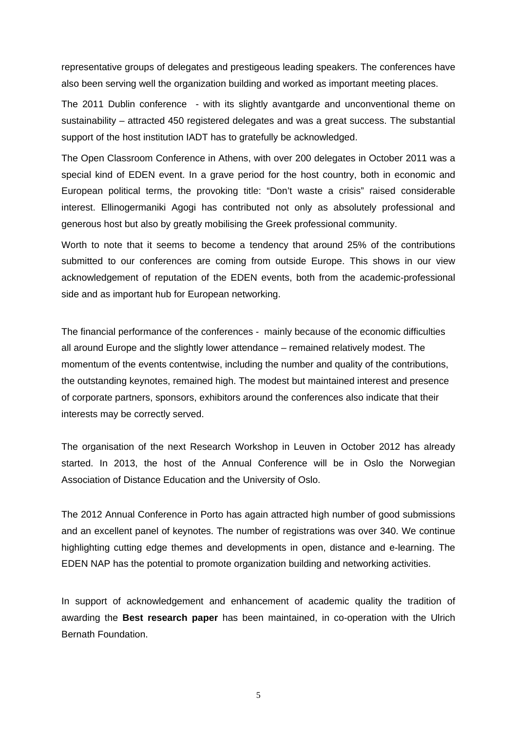representative groups of delegates and prestigeous leading speakers. The conferences have also been serving well the organization building and worked as important meeting places.

The 2011 Dublin conference - with its slightly avantgarde and unconventional theme on sustainability – attracted 450 registered delegates and was a great success. The substantial support of the host institution IADT has to gratefully be acknowledged.

The Open Classroom Conference in Athens, with over 200 delegates in October 2011 was a special kind of EDEN event. In a grave period for the host country, both in economic and European political terms, the provoking title: "Don't waste a crisis" raised considerable interest. Ellinogermaniki Agogi has contributed not only as absolutely professional and generous host but also by greatly mobilising the Greek professional community.

Worth to note that it seems to become a tendency that around 25% of the contributions submitted to our conferences are coming from outside Europe. This shows in our view acknowledgement of reputation of the EDEN events, both from the academic-professional side and as important hub for European networking.

The financial performance of the conferences - mainly because of the economic difficulties all around Europe and the slightly lower attendance – remained relatively modest. The momentum of the events contentwise, including the number and quality of the contributions, the outstanding keynotes, remained high. The modest but maintained interest and presence of corporate partners, sponsors, exhibitors around the conferences also indicate that their interests may be correctly served.

The organisation of the next Research Workshop in Leuven in October 2012 has already started. In 2013, the host of the Annual Conference will be in Oslo the Norwegian Association of Distance Education and the University of Oslo.

The 2012 Annual Conference in Porto has again attracted high number of good submissions and an excellent panel of keynotes. The number of registrations was over 340. We continue highlighting cutting edge themes and developments in open, distance and e-learning. The EDEN NAP has the potential to promote organization building and networking activities.

In support of acknowledgement and enhancement of academic quality the tradition of awarding the **Best research paper** has been maintained, in co-operation with the Ulrich Bernath Foundation.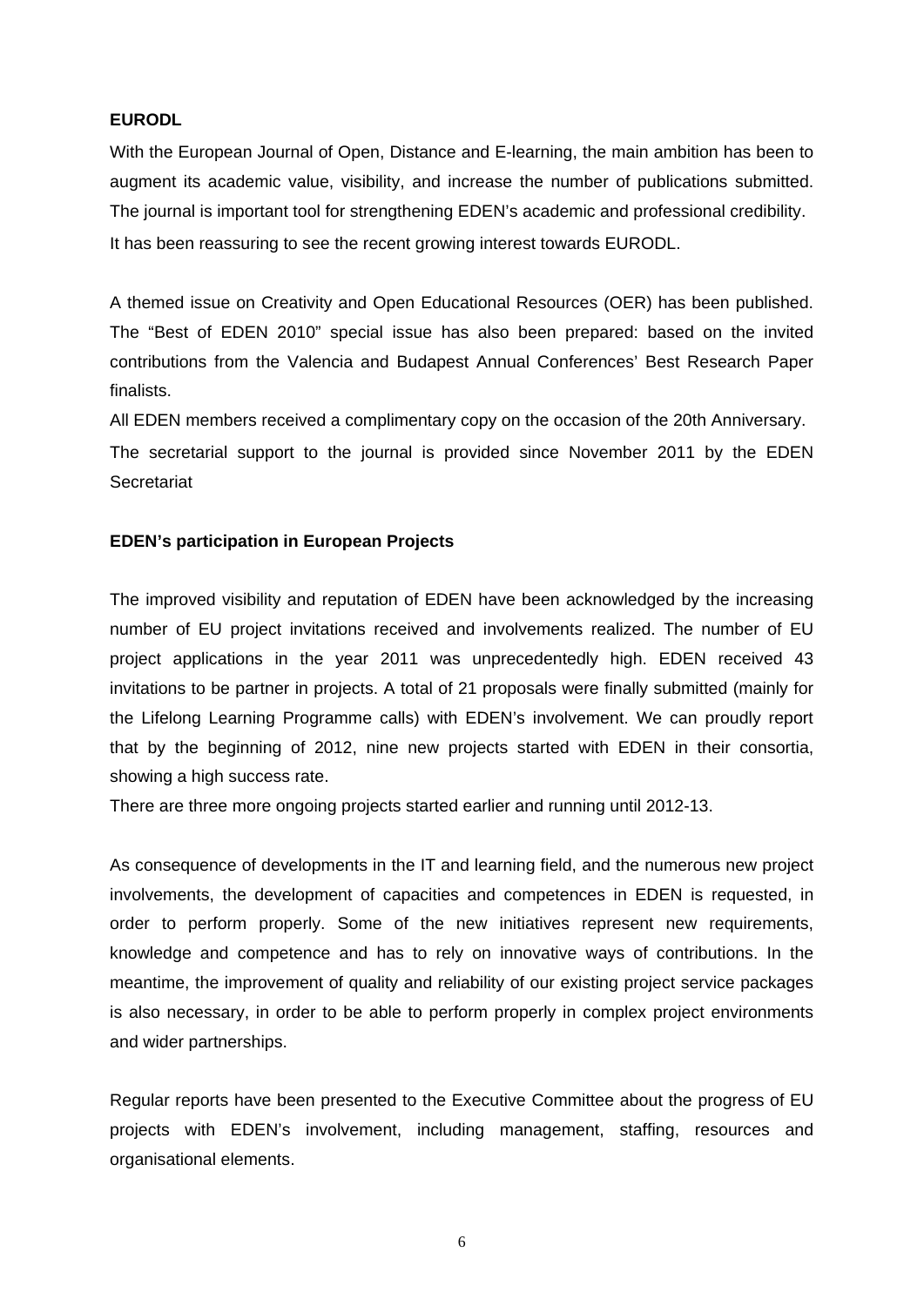**EURODL**

With the European Journal of Open, Distance and E-learning, the main ambition has been to augment its academic value, visibility, and increase the number of publications submitted. The journal is important tool for strengthening EDEN's academic and professional credibility. It has been reassuring to see the recent growing interest towards EURODL.

A themed issue on Creativity and Open Educational Resources (OER) has been published. The "Best of EDEN 2010" special issue has also been prepared: based on the invited contributions from the Valencia and Budapest Annual Conferences' Best Research Paper finalists.

All EDEN members received a complimentary copy on the occasion of the 20th Anniversary.

The secretarial support to the journal is provided since November 2011 by the EDEN Secretariat

**EDEN's participation in European Projects**

The improved visibility and reputation of EDEN have been acknowledged by the increasing number of EU project invitations received and involvements realized. The number of EU project applications in the year 2011 was unprecedentedly high. EDEN received 43 invitations to be partner in projects. A total of 21 proposals were finally submitted (mainly for the Lifelong Learning Programme calls) with EDEN's involvement. We can proudly report that by the beginning of 2012, nine new projects started with EDEN in their consortia, showing a high success rate.

There are three more ongoing projects started earlier and running until 2012-13.

As consequence of developments in the IT and learning field, and the numerous new project involvements, the development of capacities and competences in EDEN is requested, in order to perform properly. Some of the new initiatives represent new requirements, knowledge and competence and has to rely on innovative ways of contributions. In the meantime, the improvement of quality and reliability of our existing project service packages is also necessary, in order to be able to perform properly in complex project environments and wider partnerships.

Regular reports have been presented to the Executive Committee about the progress of EU projects with EDEN's involvement, including management, staffing, resources and organisational elements.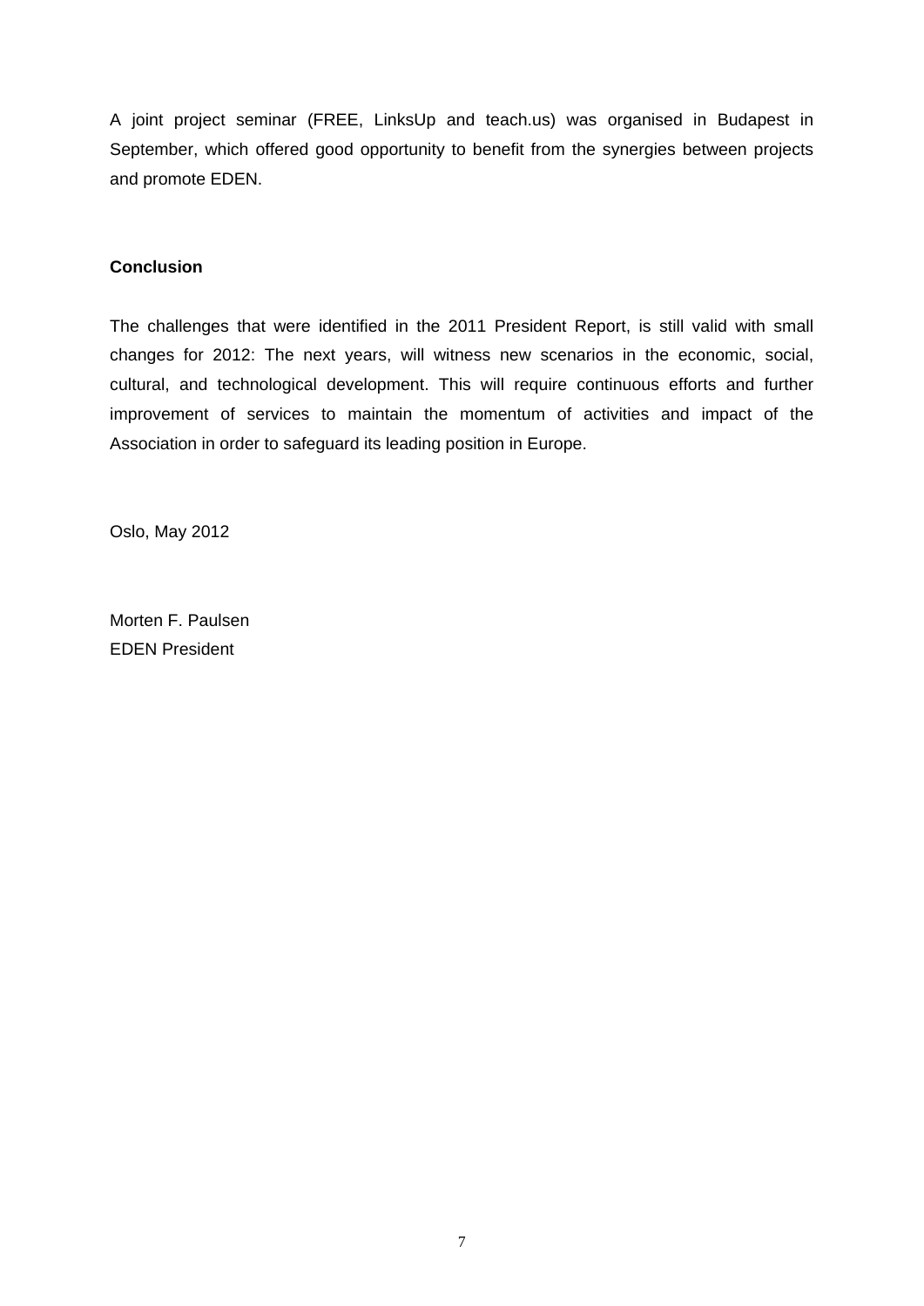A joint project seminar (FREE, LinksUp and teach.us) was organised in Budapest in September, which offered good opportunity to benefit from the synergies between projects and promote EDEN.

**Conclusion**

The challenges that were identified in the 2011 President Report, is still valid with small changes for 2012: The next years, will witness new scenarios in the economic, social, cultural, and technological development. This will require continuous efforts and further improvement of services to maintain the momentum of activities and impact of the Association in order to safeguard its leading position in Europe.

Oslo, May 2012

Morten F. Paulsen
EDEN President